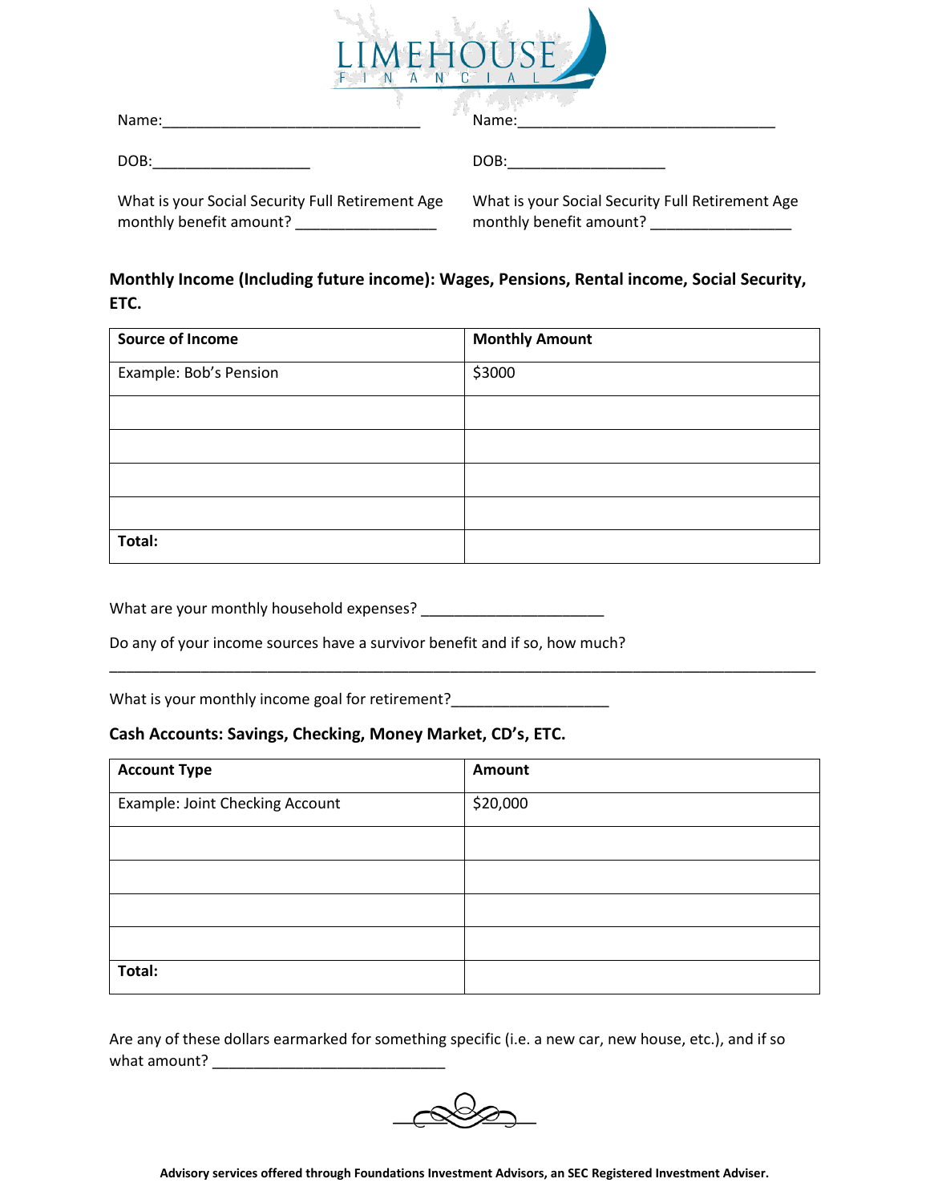LIMEHOUSE FINANCIAL

Name:_______________________________ Name:_______________________________

DOB:___________________ DOB:___________________

What is your Social Security Full Retirement Age monthly benefit amount? _________________

What is your Social Security Full Retirement Age monthly benefit amount? _________________

**Monthly Income (Including future income): Wages, Pensions, Rental income, Social Security, ETC.**

| Source of Income | Monthly Amount |
|---|---|
| Example: Bob's Pension | $3000 |
| | |
| | |
| | |
| | |
| **Total:** | |

What are your monthly household expenses? ______________________

Do any of your income sources have a survivor benefit and if so, how much?

_____________________________________________________________________________________

What is your monthly income goal for retirement?___________________

**Cash Accounts: Savings, Checking, Money Market, CD's, ETC.**

| Account Type | Amount |
|---|---|
| Example: Joint Checking Account | $20,000 |
| | |
| | |
| | |
| | |
| **Total:** | |

Are any of these dollars earmarked for something specific (i.e. a new car, new house, etc.), and if so what amount? ____________________________

**Advisory services offered through Foundations Investment Advisors, an SEC Registered Investment Adviser.**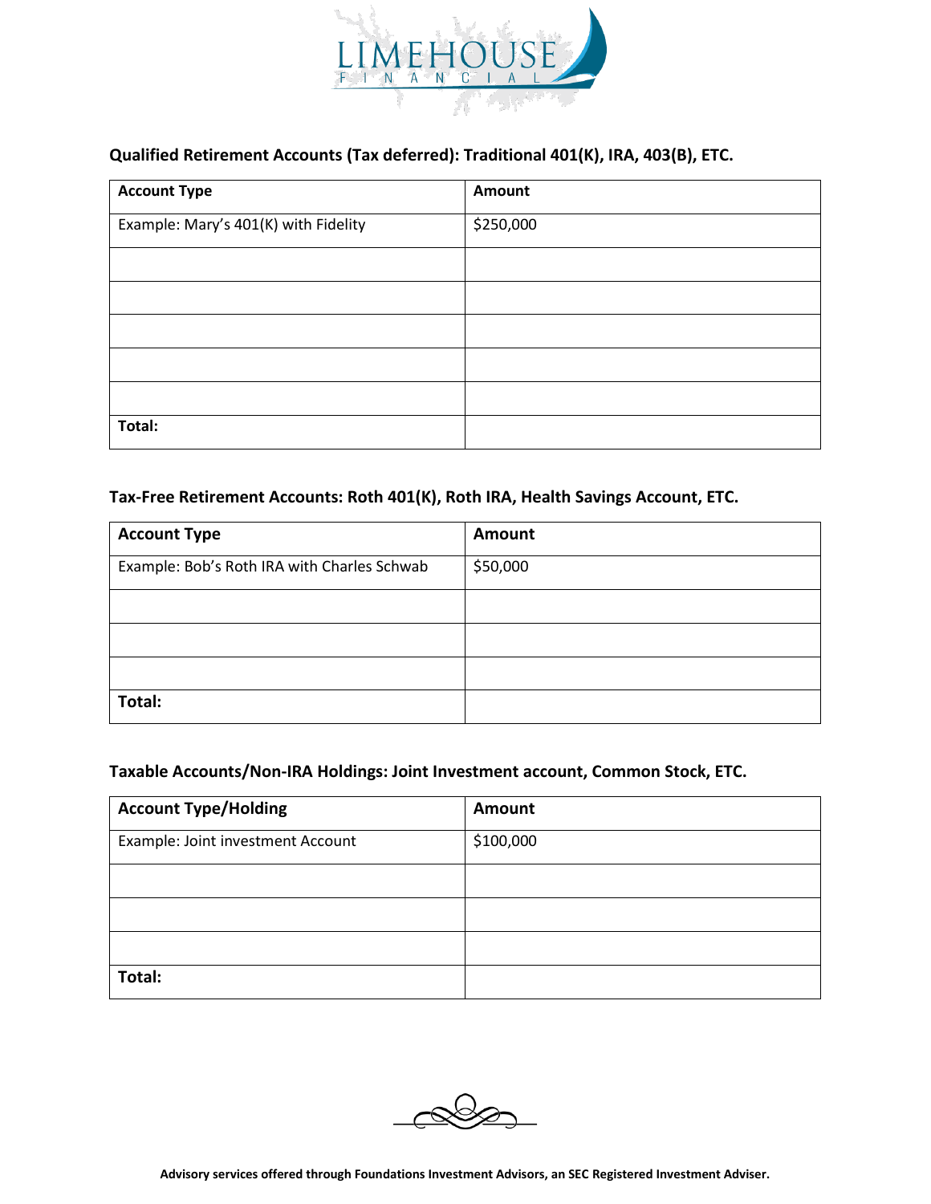### Qualified Retirement Accounts (Tax deferred): Traditional 401(K), IRA, 403(B), ETC.

| Account Type | Amount |
| --- | --- |
| Example: Mary's 401(K) with Fidelity | $250,000 |
| | |
| | |
| | |
| | |
| | |
| **Total:** | |

### Tax-Free Retirement Accounts: Roth 401(K), Roth IRA, Health Savings Account, ETC.

| Account Type | Amount |
| --- | --- |
| Example: Bob's Roth IRA with Charles Schwab | $50,000 |
| | |
| | |
| | |
| **Total:** | |

### Taxable Accounts/Non-IRA Holdings: Joint Investment account, Common Stock, ETC.

| Account Type/Holding | Amount |
| --- | --- |
| Example: Joint investment Account | $100,000 |
| | |
| | |
| | |
| **Total:** | |

**Advisory services offered through Foundations Investment Advisors, an SEC Registered Investment Adviser.**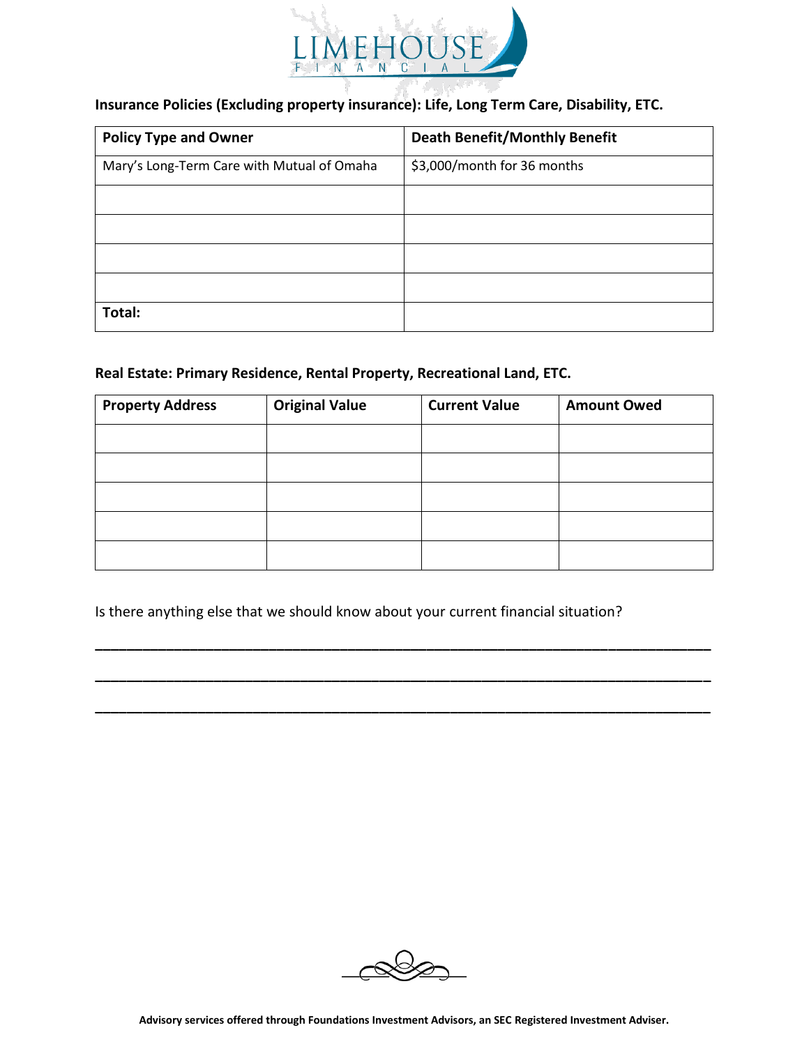**Insurance Policies (Excluding property insurance): Life, Long Term Care, Disability, ETC.**

| Policy Type and Owner | Death Benefit/Monthly Benefit |
|---|---|
| Mary's Long-Term Care with Mutual of Omaha | $3,000/month for 36 months |
| | |
| | |
| | |
| | |
| **Total:** | |

**Real Estate: Primary Residence, Rental Property, Recreational Land, ETC.**

| Property Address | Original Value | Current Value | Amount Owed |
|---|---|---|---|
| | | | |
| | | | |
| | | | |
| | | | |
| | | | |

Is there anything else that we should know about your current financial situation?

______________________________________________________________________________

______________________________________________________________________________

______________________________________________________________________________

**Advisory services offered through Foundations Investment Advisors, an SEC Registered Investment Adviser.**